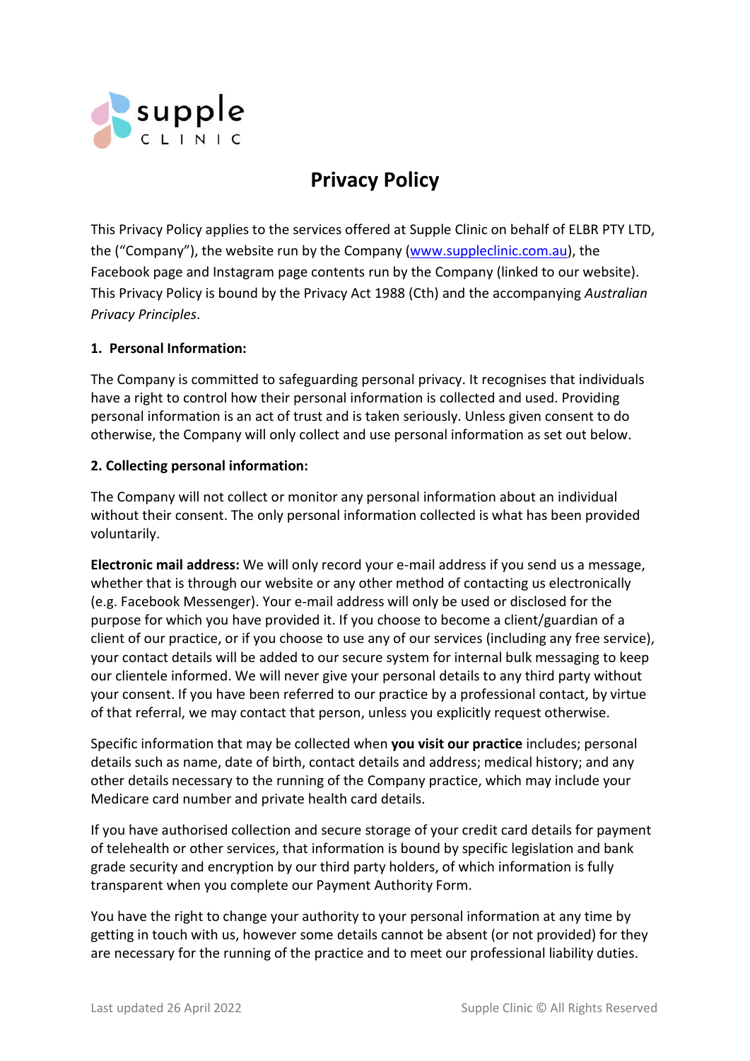supple
CLINIC

# Privacy Policy

This Privacy Policy applies to the services offered at Supple Clinic on behalf of ELBR PTY LTD, the ("Company"), the website run by the Company (www.suppleclinic.com.au), the Facebook page and Instagram page contents run by the Company (linked to our website). This Privacy Policy is bound by the Privacy Act 1988 (Cth) and the accompanying *Australian Privacy Principles*.

### 1. Personal Information:

The Company is committed to safeguarding personal privacy. It recognises that individuals have a right to control how their personal information is collected and used. Providing personal information is an act of trust and is taken seriously. Unless given consent to do otherwise, the Company will only collect and use personal information as set out below.

### 2. Collecting personal information:

The Company will not collect or monitor any personal information about an individual without their consent. The only personal information collected is what has been provided voluntarily.

**Electronic mail address:** We will only record your e-mail address if you send us a message, whether that is through our website or any other method of contacting us electronically (e.g. Facebook Messenger). Your e-mail address will only be used or disclosed for the purpose for which you have provided it. If you choose to become a client/guardian of a client of our practice, or if you choose to use any of our services (including any free service), your contact details will be added to our secure system for internal bulk messaging to keep our clientele informed. We will never give your personal details to any third party without your consent. If you have been referred to our practice by a professional contact, by virtue of that referral, we may contact that person, unless you explicitly request otherwise.

Specific information that may be collected when **you visit our practice** includes; personal details such as name, date of birth, contact details and address; medical history; and any other details necessary to the running of the Company practice, which may include your Medicare card number and private health card details.

If you have authorised collection and secure storage of your credit card details for payment of telehealth or other services, that information is bound by specific legislation and bank grade security and encryption by our third party holders, of which information is fully transparent when you complete our Payment Authority Form.

You have the right to change your authority to your personal information at any time by getting in touch with us, however some details cannot be absent (or not provided) for they are necessary for the running of the practice and to meet our professional liability duties.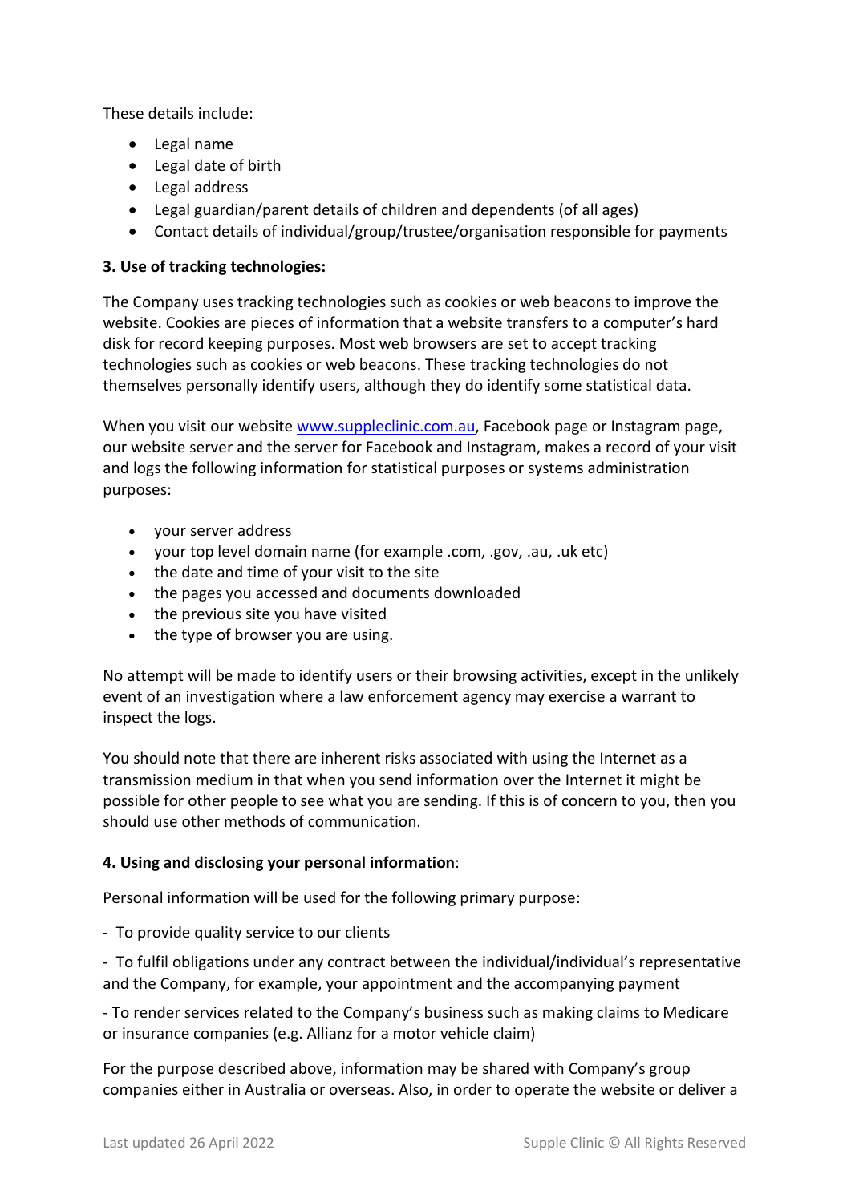These details include:

- Legal name
- Legal date of birth
- Legal address
- Legal guardian/parent details of children and dependents (of all ages)
- Contact details of individual/group/trustee/organisation responsible for payments

**3. Use of tracking technologies:**

The Company uses tracking technologies such as cookies or web beacons to improve the website. Cookies are pieces of information that a website transfers to a computer's hard disk for record keeping purposes. Most web browsers are set to accept tracking technologies such as cookies or web beacons. These tracking technologies do not themselves personally identify users, although they do identify some statistical data.

When you visit our website [www.suppleclinic.com.au](http://www.suppleclinic.com.au), Facebook page or Instagram page, our website server and the server for Facebook and Instagram, makes a record of your visit and logs the following information for statistical purposes or systems administration purposes:

- your server address
- your top level domain name (for example .com, .gov, .au, .uk etc)
- the date and time of your visit to the site
- the pages you accessed and documents downloaded
- the previous site you have visited
- the type of browser you are using.

No attempt will be made to identify users or their browsing activities, except in the unlikely event of an investigation where a law enforcement agency may exercise a warrant to inspect the logs.

You should note that there are inherent risks associated with using the Internet as a transmission medium in that when you send information over the Internet it might be possible for other people to see what you are sending. If this is of concern to you, then you should use other methods of communication.

**4. Using and disclosing your personal information**:

Personal information will be used for the following primary purpose:

- To provide quality service to our clients

- To fulfil obligations under any contract between the individual/individual's representative and the Company, for example, your appointment and the accompanying payment

- To render services related to the Company's business such as making claims to Medicare or insurance companies (e.g. Allianz for a motor vehicle claim)

For the purpose described above, information may be shared with Company's group companies either in Australia or overseas. Also, in order to operate the website or deliver a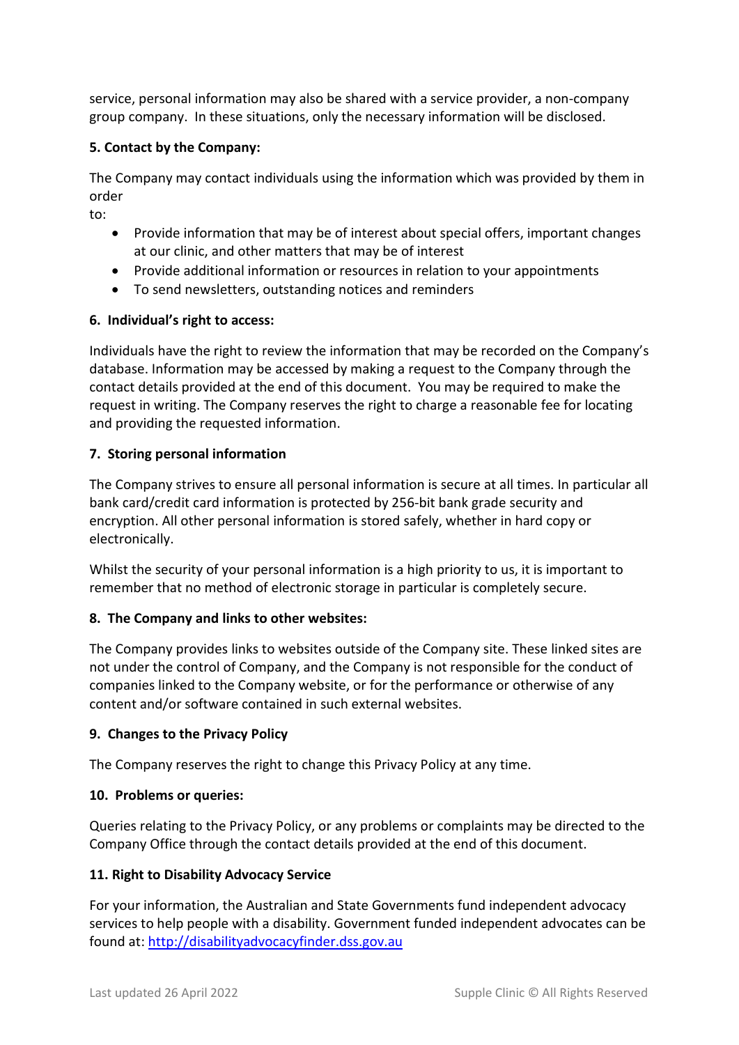service, personal information may also be shared with a service provider, a non-company group company. In these situations, only the necessary information will be disclosed.

**5. Contact by the Company:**

The Company may contact individuals using the information which was provided by them in order to:

- Provide information that may be of interest about special offers, important changes at our clinic, and other matters that may be of interest
- Provide additional information or resources in relation to your appointments
- To send newsletters, outstanding notices and reminders

**6. Individual's right to access:**

Individuals have the right to review the information that may be recorded on the Company's database. Information may be accessed by making a request to the Company through the contact details provided at the end of this document. You may be required to make the request in writing. The Company reserves the right to charge a reasonable fee for locating and providing the requested information.

**7. Storing personal information**

The Company strives to ensure all personal information is secure at all times. In particular all bank card/credit card information is protected by 256-bit bank grade security and encryption. All other personal information is stored safely, whether in hard copy or electronically.

Whilst the security of your personal information is a high priority to us, it is important to remember that no method of electronic storage in particular is completely secure.

**8. The Company and links to other websites:**

The Company provides links to websites outside of the Company site. These linked sites are not under the control of Company, and the Company is not responsible for the conduct of companies linked to the Company website, or for the performance or otherwise of any content and/or software contained in such external websites.

**9. Changes to the Privacy Policy**

The Company reserves the right to change this Privacy Policy at any time.

**10. Problems or queries:**

Queries relating to the Privacy Policy, or any problems or complaints may be directed to the Company Office through the contact details provided at the end of this document.

**11. Right to Disability Advocacy Service**

For your information, the Australian and State Governments fund independent advocacy services to help people with a disability. Government funded independent advocates can be found at: [http://disabilityadvocacyfinder.dss.gov.au](http://disabilityadvocacyfinder.dss.gov.au)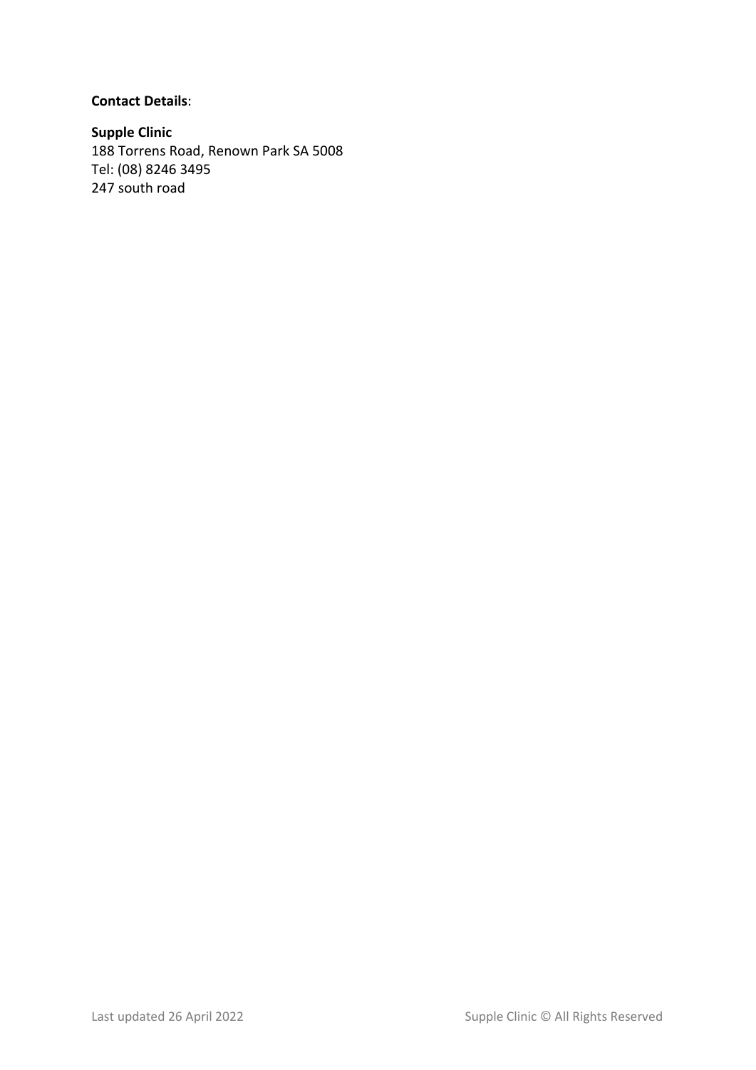**Contact Details**:

**Supple Clinic**
188 Torrens Road, Renown Park SA 5008
Tel: (08) 8246 3495
247 south road